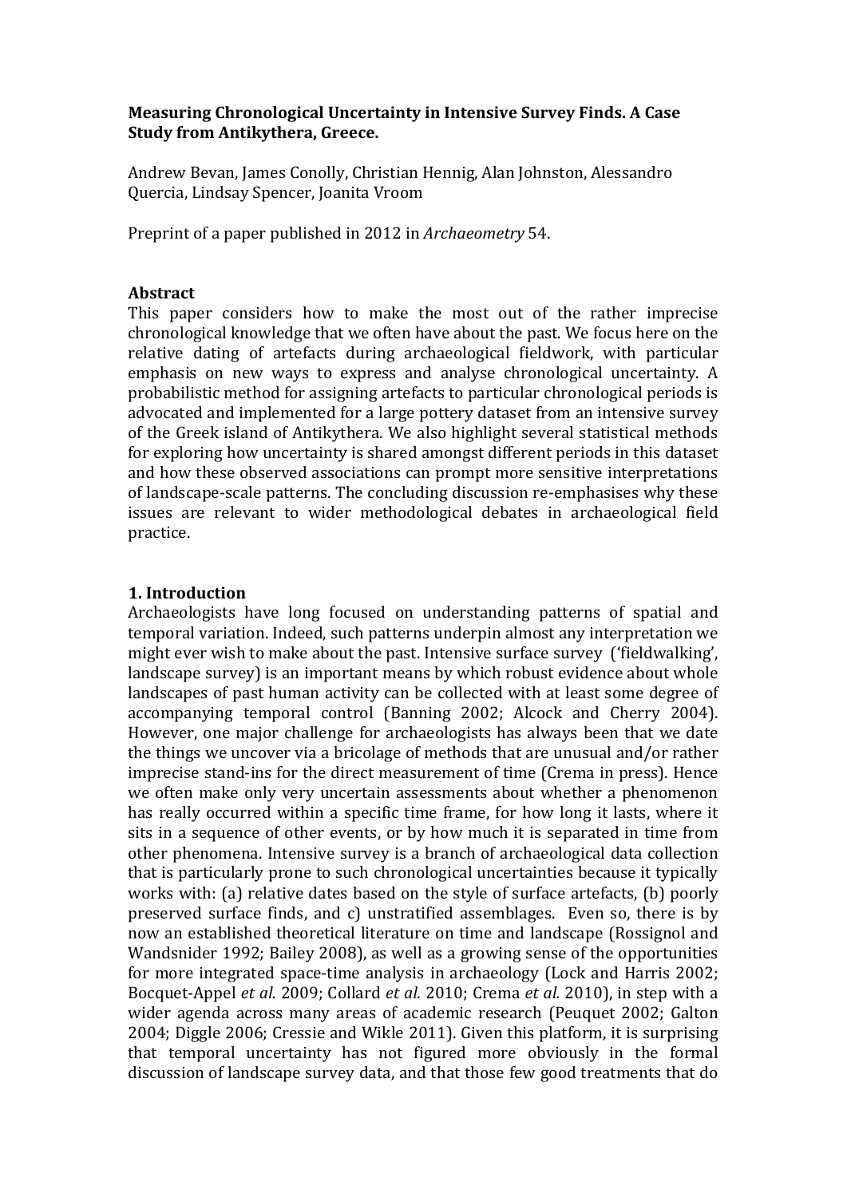**Measuring Chronological Uncertainty in Intensive Survey Finds. A Case Study from Antikythera, Greece.**

Andrew Bevan, James Conolly, Christian Hennig, Alan Johnston, Alessandro Quercia, Lindsay Spencer, Joanita Vroom

Preprint of a paper published in 2012 in *Archaeometry* 54.

## Abstract

This paper considers how to make the most out of the rather imprecise chronological knowledge that we often have about the past. We focus here on the relative dating of artefacts during archaeological fieldwork, with particular emphasis on new ways to express and analyse chronological uncertainty. A probabilistic method for assigning artefacts to particular chronological periods is advocated and implemented for a large pottery dataset from an intensive survey of the Greek island of Antikythera. We also highlight several statistical methods for exploring how uncertainty is shared amongst different periods in this dataset and how these observed associations can prompt more sensitive interpretations of landscape-scale patterns. The concluding discussion re-emphasises why these issues are relevant to wider methodological debates in archaeological field practice.

## 1. Introduction

Archaeologists have long focused on understanding patterns of spatial and temporal variation. Indeed, such patterns underpin almost any interpretation we might ever wish to make about the past. Intensive surface survey ('fieldwalking', landscape survey) is an important means by which robust evidence about whole landscapes of past human activity can be collected with at least some degree of accompanying temporal control (Banning 2002; Alcock and Cherry 2004). However, one major challenge for archaeologists has always been that we date the things we uncover via a bricolage of methods that are unusual and/or rather imprecise stand-ins for the direct measurement of time (Crema in press). Hence we often make only very uncertain assessments about whether a phenomenon has really occurred within a specific time frame, for how long it lasts, where it sits in a sequence of other events, or by how much it is separated in time from other phenomena. Intensive survey is a branch of archaeological data collection that is particularly prone to such chronological uncertainties because it typically works with: (a) relative dates based on the style of surface artefacts, (b) poorly preserved surface finds, and c) unstratified assemblages. Even so, there is by now an established theoretical literature on time and landscape (Rossignol and Wandsnider 1992; Bailey 2008), as well as a growing sense of the opportunities for more integrated space-time analysis in archaeology (Lock and Harris 2002; Bocquet-Appel *et al.* 2009; Collard *et al.* 2010; Crema *et al.* 2010), in step with a wider agenda across many areas of academic research (Peuquet 2002; Galton 2004; Diggle 2006; Cressie and Wikle 2011). Given this platform, it is surprising that temporal uncertainty has not figured more obviously in the formal discussion of landscape survey data, and that those few good treatments that do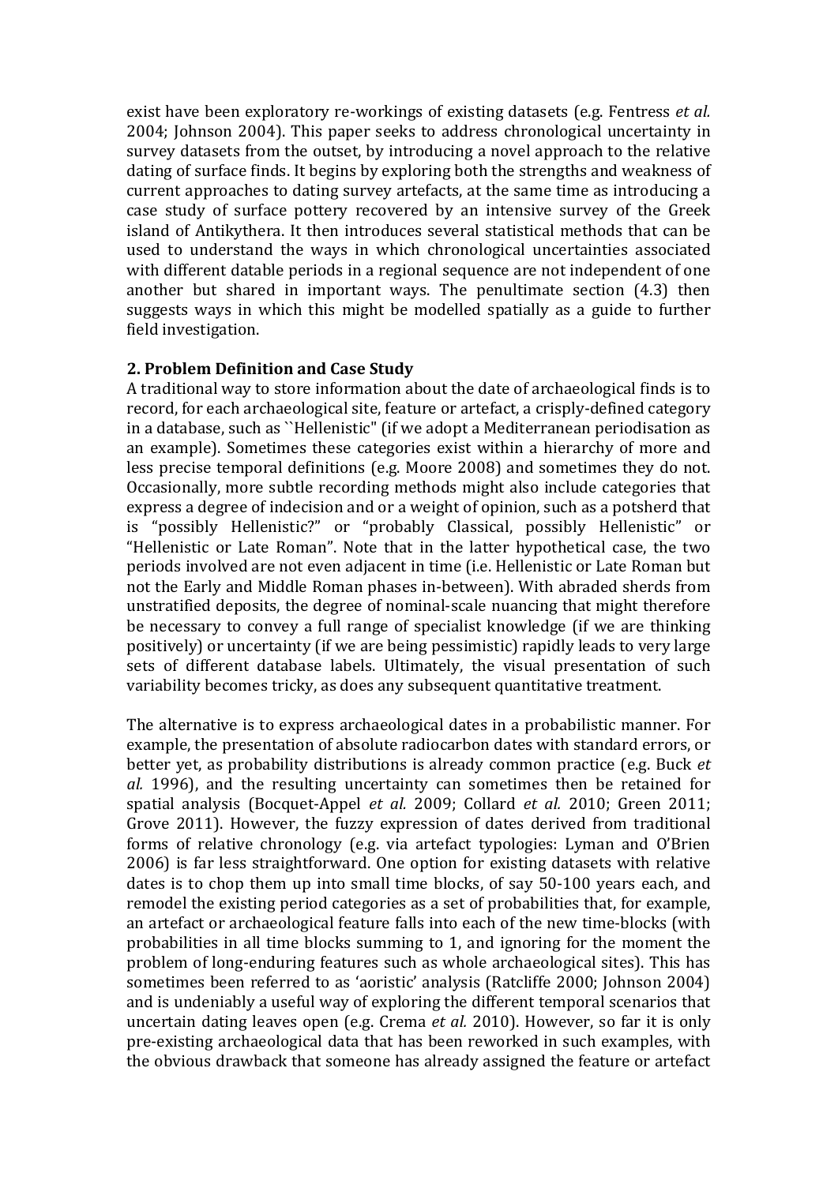exist have been exploratory re-workings of existing datasets (e.g. Fentress *et al.* 2004; Johnson 2004). This paper seeks to address chronological uncertainty in survey datasets from the outset, by introducing a novel approach to the relative dating of surface finds. It begins by exploring both the strengths and weakness of current approaches to dating survey artefacts, at the same time as introducing a case study of surface pottery recovered by an intensive survey of the Greek island of Antikythera. It then introduces several statistical methods that can be used to understand the ways in which chronological uncertainties associated with different datable periods in a regional sequence are not independent of one another but shared in important ways. The penultimate section (4.3) then suggests ways in which this might be modelled spatially as a guide to further field investigation.

## 2. Problem Definition and Case Study

A traditional way to store information about the date of archaeological finds is to record, for each archaeological site, feature or artefact, a crisply-defined category in a database, such as ``Hellenistic" (if we adopt a Mediterranean periodisation as an example). Sometimes these categories exist within a hierarchy of more and less precise temporal definitions (e.g. Moore 2008) and sometimes they do not. Occasionally, more subtle recording methods might also include categories that express a degree of indecision and or a weight of opinion, such as a potsherd that is "possibly Hellenistic?" or "probably Classical, possibly Hellenistic" or "Hellenistic or Late Roman". Note that in the latter hypothetical case, the two periods involved are not even adjacent in time (i.e. Hellenistic or Late Roman but not the Early and Middle Roman phases in-between). With abraded sherds from unstratified deposits, the degree of nominal-scale nuancing that might therefore be necessary to convey a full range of specialist knowledge (if we are thinking positively) or uncertainty (if we are being pessimistic) rapidly leads to very large sets of different database labels. Ultimately, the visual presentation of such variability becomes tricky, as does any subsequent quantitative treatment.

The alternative is to express archaeological dates in a probabilistic manner. For example, the presentation of absolute radiocarbon dates with standard errors, or better yet, as probability distributions is already common practice (e.g. Buck *et al.* 1996), and the resulting uncertainty can sometimes then be retained for spatial analysis (Bocquet-Appel *et al.* 2009; Collard *et al.* 2010; Green 2011; Grove 2011). However, the fuzzy expression of dates derived from traditional forms of relative chronology (e.g. via artefact typologies: Lyman and O'Brien 2006) is far less straightforward. One option for existing datasets with relative dates is to chop them up into small time blocks, of say 50-100 years each, and remodel the existing period categories as a set of probabilities that, for example, an artefact or archaeological feature falls into each of the new time-blocks (with probabilities in all time blocks summing to 1, and ignoring for the moment the problem of long-enduring features such as whole archaeological sites). This has sometimes been referred to as 'aoristic' analysis (Ratcliffe 2000; Johnson 2004) and is undeniably a useful way of exploring the different temporal scenarios that uncertain dating leaves open (e.g. Crema *et al.* 2010). However, so far it is only pre-existing archaeological data that has been reworked in such examples, with the obvious drawback that someone has already assigned the feature or artefact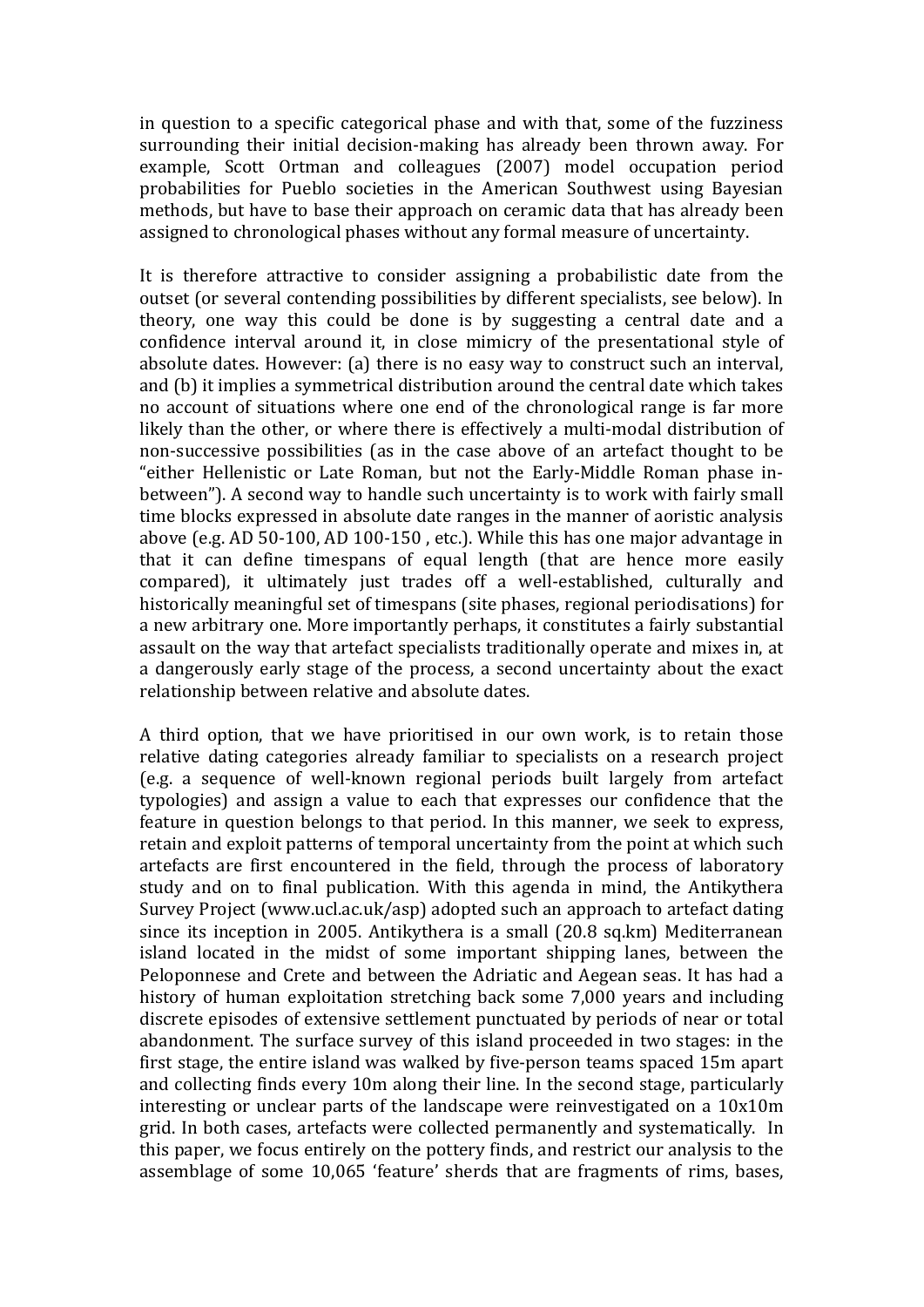in question to a specific categorical phase and with that, some of the fuzziness surrounding their initial decision-making has already been thrown away. For example, Scott Ortman and colleagues (2007) model occupation period probabilities for Pueblo societies in the American Southwest using Bayesian methods, but have to base their approach on ceramic data that has already been assigned to chronological phases without any formal measure of uncertainty.

It is therefore attractive to consider assigning a probabilistic date from the outset (or several contending possibilities by different specialists, see below). In theory, one way this could be done is by suggesting a central date and a confidence interval around it, in close mimicry of the presentational style of absolute dates. However: (a) there is no easy way to construct such an interval, and (b) it implies a symmetrical distribution around the central date which takes no account of situations where one end of the chronological range is far more likely than the other, or where there is effectively a multi-modal distribution of non-successive possibilities (as in the case above of an artefact thought to be "either Hellenistic or Late Roman, but not the Early-Middle Roman phase in-between"). A second way to handle such uncertainty is to work with fairly small time blocks expressed in absolute date ranges in the manner of aoristic analysis above (e.g. AD 50-100, AD 100-150 , etc.). While this has one major advantage in that it can define timespans of equal length (that are hence more easily compared), it ultimately just trades off a well-established, culturally and historically meaningful set of timespans (site phases, regional periodisations) for a new arbitrary one. More importantly perhaps, it constitutes a fairly substantial assault on the way that artefact specialists traditionally operate and mixes in, at a dangerously early stage of the process, a second uncertainty about the exact relationship between relative and absolute dates.

A third option, that we have prioritised in our own work, is to retain those relative dating categories already familiar to specialists on a research project (e.g. a sequence of well-known regional periods built largely from artefact typologies) and assign a value to each that expresses our confidence that the feature in question belongs to that period. In this manner, we seek to express, retain and exploit patterns of temporal uncertainty from the point at which such artefacts are first encountered in the field, through the process of laboratory study and on to final publication. With this agenda in mind, the Antikythera Survey Project (www.ucl.ac.uk/asp) adopted such an approach to artefact dating since its inception in 2005. Antikythera is a small (20.8 sq.km) Mediterranean island located in the midst of some important shipping lanes, between the Peloponnese and Crete and between the Adriatic and Aegean seas. It has had a history of human exploitation stretching back some 7,000 years and including discrete episodes of extensive settlement punctuated by periods of near or total abandonment. The surface survey of this island proceeded in two stages: in the first stage, the entire island was walked by five-person teams spaced 15m apart and collecting finds every 10m along their line. In the second stage, particularly interesting or unclear parts of the landscape were reinvestigated on a 10x10m grid. In both cases, artefacts were collected permanently and systematically. In this paper, we focus entirely on the pottery finds, and restrict our analysis to the assemblage of some 10,065 'feature' sherds that are fragments of rims, bases,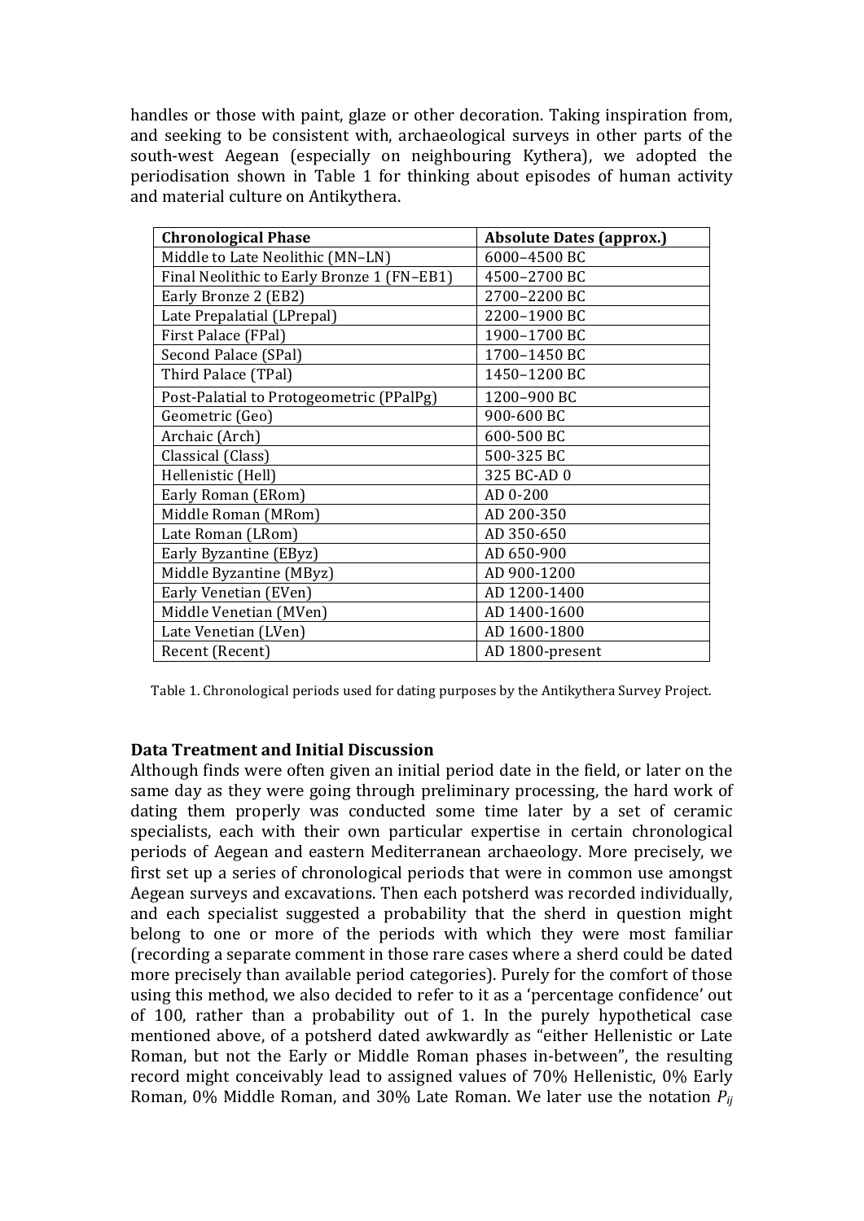handles or those with paint, glaze or other decoration. Taking inspiration from, and seeking to be consistent with, archaeological surveys in other parts of the south-west Aegean (especially on neighbouring Kythera), we adopted the periodisation shown in Table 1 for thinking about episodes of human activity and material culture on Antikythera.

| **Chronological Phase** | **Absolute Dates (approx.)** |
|---|---|
| Middle to Late Neolithic (MN–LN) | 6000–4500 BC |
| Final Neolithic to Early Bronze 1 (FN–EB1) | 4500–2700 BC |
| Early Bronze 2 (EB2) | 2700–2200 BC |
| Late Prepalatial (LPrepal) | 2200–1900 BC |
| First Palace (FPal) | 1900–1700 BC |
| Second Palace (SPal) | 1700–1450 BC |
| Third Palace (TPal) | 1450–1200 BC |
| Post-Palatial to Protogeometric (PPalPg) | 1200–900 BC |
| Geometric (Geo) | 900-600 BC |
| Archaic (Arch) | 600-500 BC |
| Classical (Class) | 500-325 BC |
| Hellenistic (Hell) | 325 BC-AD 0 |
| Early Roman (ERom) | AD 0-200 |
| Middle Roman (MRom) | AD 200-350 |
| Late Roman (LRom) | AD 350-650 |
| Early Byzantine (EByz) | AD 650-900 |
| Middle Byzantine (MByz) | AD 900-1200 |
| Early Venetian (EVen) | AD 1200-1400 |
| Middle Venetian (MVen) | AD 1400-1600 |
| Late Venetian (LVen) | AD 1600-1800 |
| Recent (Recent) | AD 1800-present |

Table 1. Chronological periods used for dating purposes by the Antikythera Survey Project.

### Data Treatment and Initial Discussion

Although finds were often given an initial period date in the field, or later on the same day as they were going through preliminary processing, the hard work of dating them properly was conducted some time later by a set of ceramic specialists, each with their own particular expertise in certain chronological periods of Aegean and eastern Mediterranean archaeology. More precisely, we first set up a series of chronological periods that were in common use amongst Aegean surveys and excavations. Then each potsherd was recorded individually, and each specialist suggested a probability that the sherd in question might belong to one or more of the periods with which they were most familiar (recording a separate comment in those rare cases where a sherd could be dated more precisely than available period categories). Purely for the comfort of those using this method, we also decided to refer to it as a 'percentage confidence' out of 100, rather than a probability out of 1. In the purely hypothetical case mentioned above, of a potsherd dated awkwardly as "either Hellenistic or Late Roman, but not the Early or Middle Roman phases in-between", the resulting record might conceivably lead to assigned values of 70% Hellenistic, 0% Early Roman, 0% Middle Roman, and 30% Late Roman. We later use the notation $P_{ij}$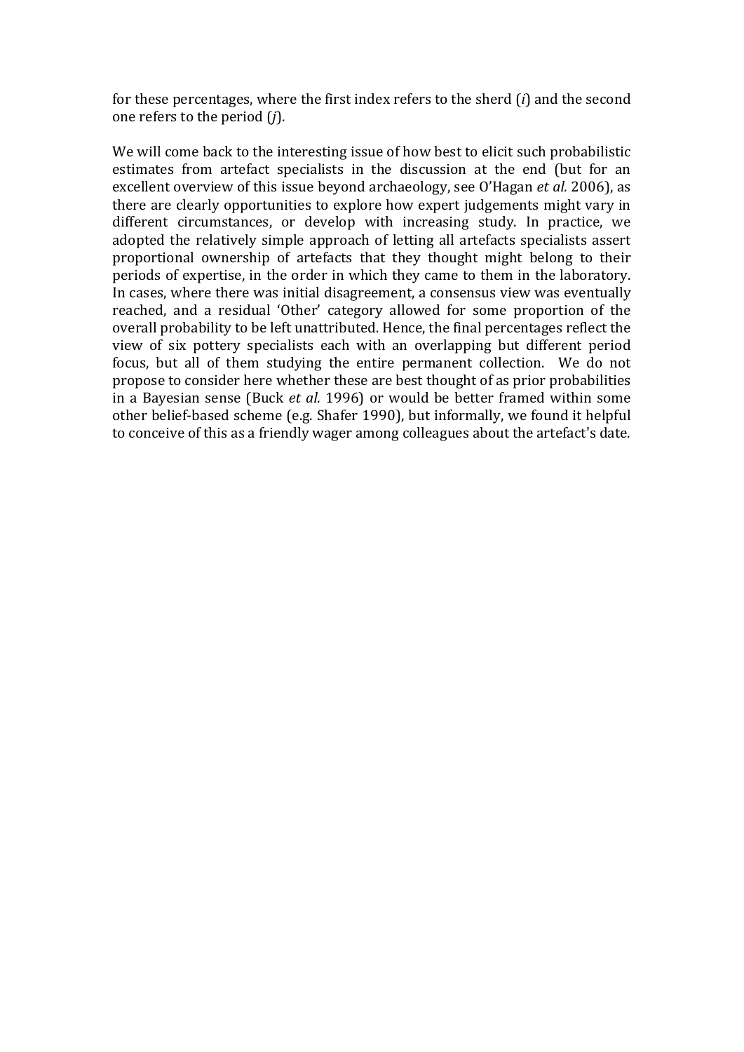for these percentages, where the first index refers to the sherd ($i$) and the second one refers to the period ($j$).

We will come back to the interesting issue of how best to elicit such probabilistic estimates from artefact specialists in the discussion at the end (but for an excellent overview of this issue beyond archaeology, see O'Hagan *et al.* 2006), as there are clearly opportunities to explore how expert judgements might vary in different circumstances, or develop with increasing study. In practice, we adopted the relatively simple approach of letting all artefacts specialists assert proportional ownership of artefacts that they thought might belong to their periods of expertise, in the order in which they came to them in the laboratory. In cases, where there was initial disagreement, a consensus view was eventually reached, and a residual 'Other' category allowed for some proportion of the overall probability to be left unattributed. Hence, the final percentages reflect the view of six pottery specialists each with an overlapping but different period focus, but all of them studying the entire permanent collection. We do not propose to consider here whether these are best thought of as prior probabilities in a Bayesian sense (Buck *et al.* 1996) or would be better framed within some other belief-based scheme (e.g. Shafer 1990), but informally, we found it helpful to conceive of this as a friendly wager among colleagues about the artefact's date.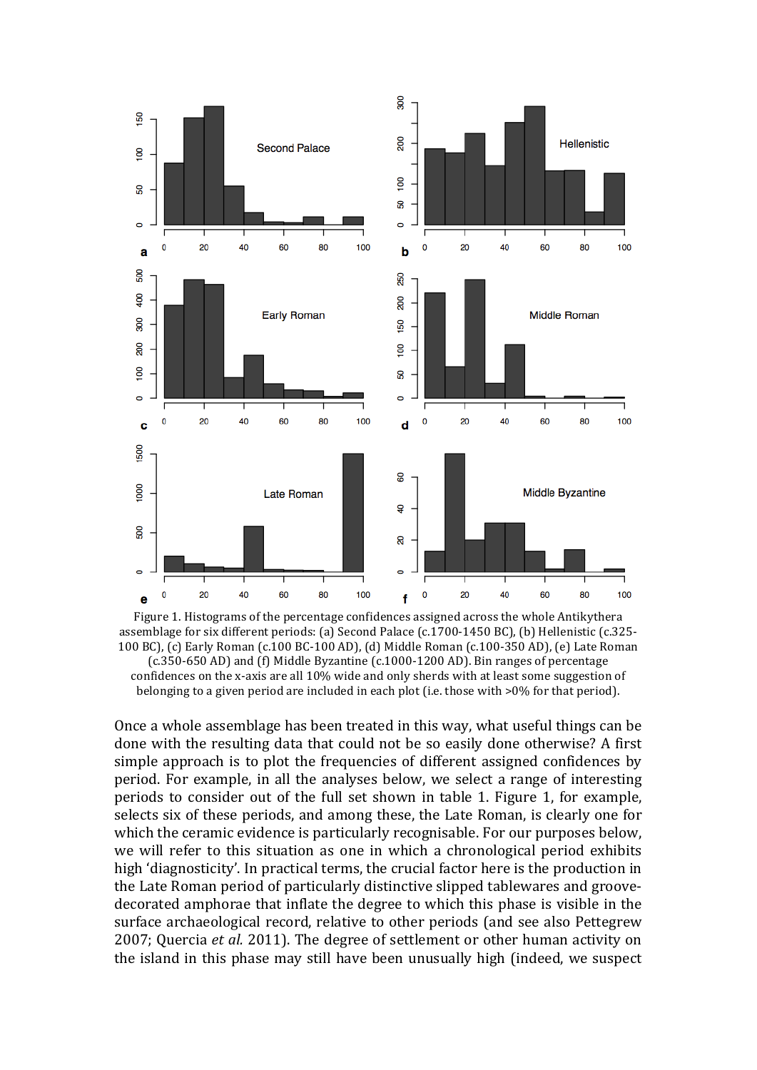Figure 1. Histograms of the percentage confidences assigned across the whole Antikythera assemblage for six different periods: (a) Second Palace (c.1700-1450 BC), (b) Hellenistic (c.325-100 BC), (c) Early Roman (c.100 BC-100 AD), (d) Middle Roman (c.100-350 AD), (e) Late Roman (c.350-650 AD) and (f) Middle Byzantine (c.1000-1200 AD). Bin ranges of percentage confidences on the x-axis are all 10% wide and only sherds with at least some suggestion of belonging to a given period are included in each plot (i.e. those with >0% for that period).

Once a whole assemblage has been treated in this way, what useful things can be done with the resulting data that could not be so easily done otherwise? A first simple approach is to plot the frequencies of different assigned confidences by period. For example, in all the analyses below, we select a range of interesting periods to consider out of the full set shown in table 1. Figure 1, for example, selects six of these periods, and among these, the Late Roman, is clearly one for which the ceramic evidence is particularly recognisable. For our purposes below, we will refer to this situation as one in which a chronological period exhibits high 'diagnosticity'. In practical terms, the crucial factor here is the production in the Late Roman period of particularly distinctive slipped tablewares and groove-decorated amphorae that inflate the degree to which this phase is visible in the surface archaeological record, relative to other periods (and see also Pettegrew 2007; Quercia *et al.* 2011). The degree of settlement or other human activity on the island in this phase may still have been unusually high (indeed, we suspect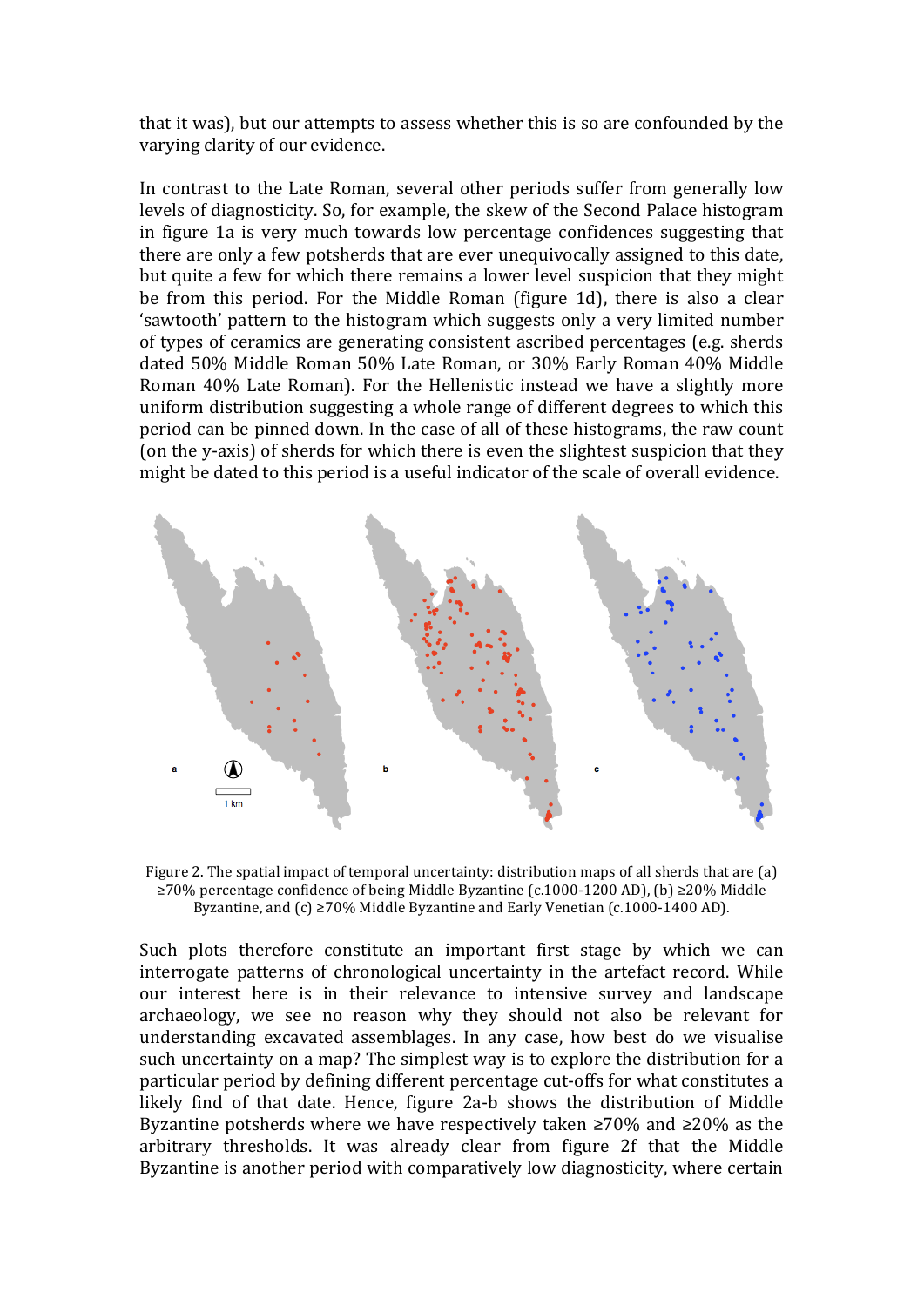that it was), but our attempts to assess whether this is so are confounded by the varying clarity of our evidence.

In contrast to the Late Roman, several other periods suffer from generally low levels of diagnosticity. So, for example, the skew of the Second Palace histogram in figure 1a is very much towards low percentage confidences suggesting that there are only a few potsherds that are ever unequivocally assigned to this date, but quite a few for which there remains a lower level suspicion that they might be from this period. For the Middle Roman (figure 1d), there is also a clear 'sawtooth' pattern to the histogram which suggests only a very limited number of types of ceramics are generating consistent ascribed percentages (e.g. sherds dated 50% Middle Roman 50% Late Roman, or 30% Early Roman 40% Middle Roman 40% Late Roman). For the Hellenistic instead we have a slightly more uniform distribution suggesting a whole range of different degrees to which this period can be pinned down. In the case of all of these histograms, the raw count (on the y-axis) of sherds for which there is even the slightest suspicion that they might be dated to this period is a useful indicator of the scale of overall evidence.

Figure 2. The spatial impact of temporal uncertainty: distribution maps of all sherds that are (a) ≥70% percentage confidence of being Middle Byzantine (c.1000-1200 AD), (b) ≥20% Middle Byzantine, and (c) ≥70% Middle Byzantine and Early Venetian (c.1000-1400 AD).

Such plots therefore constitute an important first stage by which we can interrogate patterns of chronological uncertainty in the artefact record. While our interest here is in their relevance to intensive survey and landscape archaeology, we see no reason why they should not also be relevant for understanding excavated assemblages. In any case, how best do we visualise such uncertainty on a map? The simplest way is to explore the distribution for a particular period by defining different percentage cut-offs for what constitutes a likely find of that date. Hence, figure 2a-b shows the distribution of Middle Byzantine potsherds where we have respectively taken ≥70% and ≥20% as the arbitrary thresholds. It was already clear from figure 2f that the Middle Byzantine is another period with comparatively low diagnosticity, where certain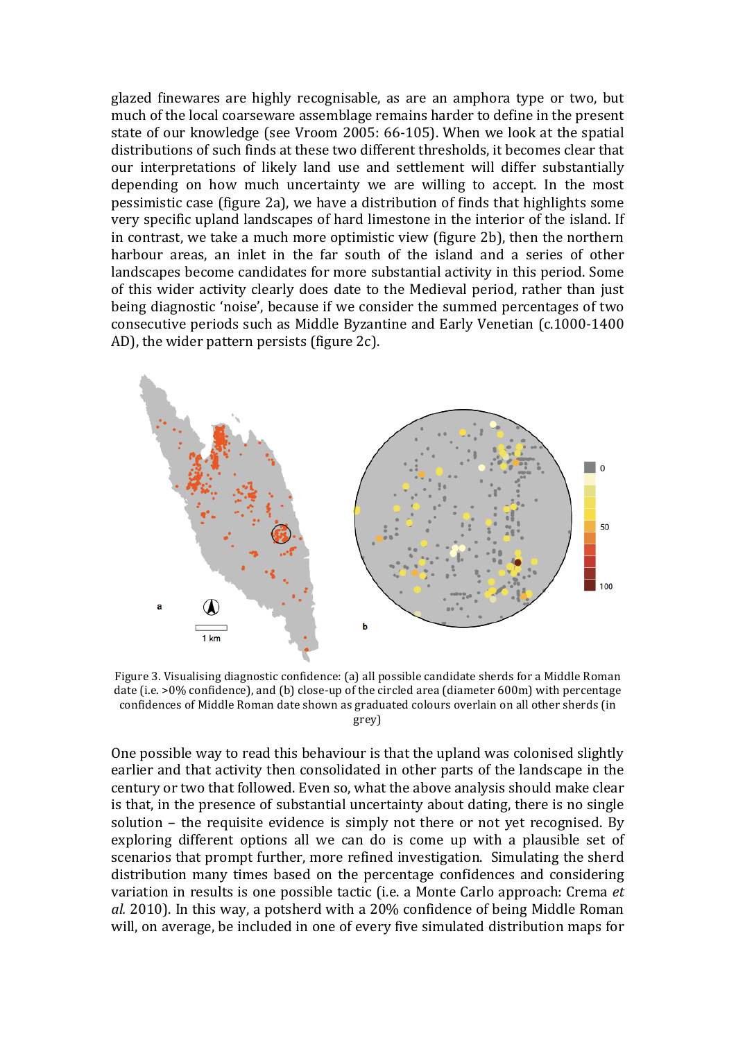glazed finewares are highly recognisable, as are an amphora type or two, but much of the local coarseware assemblage remains harder to define in the present state of our knowledge (see Vroom 2005: 66-105). When we look at the spatial distributions of such finds at these two different thresholds, it becomes clear that our interpretations of likely land use and settlement will differ substantially depending on how much uncertainty we are willing to accept. In the most pessimistic case (figure 2a), we have a distribution of finds that highlights some very specific upland landscapes of hard limestone in the interior of the island. If in contrast, we take a much more optimistic view (figure 2b), then the northern harbour areas, an inlet in the far south of the island and a series of other landscapes become candidates for more substantial activity in this period. Some of this wider activity clearly does date to the Medieval period, rather than just being diagnostic 'noise', because if we consider the summed percentages of two consecutive periods such as Middle Byzantine and Early Venetian (c.1000-1400 AD), the wider pattern persists (figure 2c).

Figure 3. Visualising diagnostic confidence: (a) all possible candidate sherds for a Middle Roman date (i.e. >0% confidence), and (b) close-up of the circled area (diameter 600m) with percentage confidences of Middle Roman date shown as graduated colours overlain on all other sherds (in grey)

One possible way to read this behaviour is that the upland was colonised slightly earlier and that activity then consolidated in other parts of the landscape in the century or two that followed. Even so, what the above analysis should make clear is that, in the presence of substantial uncertainty about dating, there is no single solution – the requisite evidence is simply not there or not yet recognised. By exploring different options all we can do is come up with a plausible set of scenarios that prompt further, more refined investigation. Simulating the sherd distribution many times based on the percentage confidences and considering variation in results is one possible tactic (i.e. a Monte Carlo approach: Crema *et al.* 2010). In this way, a potsherd with a 20% confidence of being Middle Roman will, on average, be included in one of every five simulated distribution maps for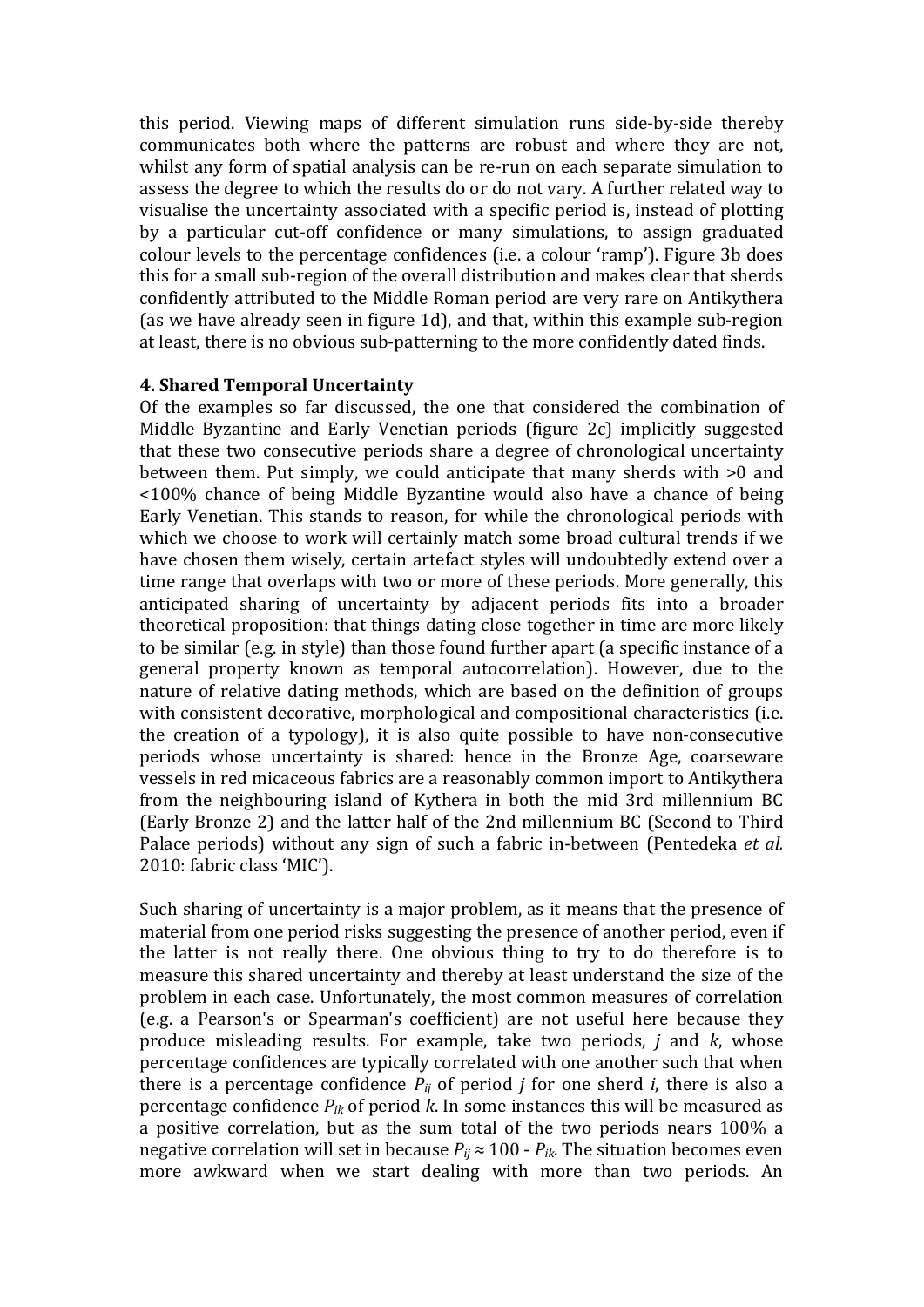this period. Viewing maps of different simulation runs side-by-side thereby communicates both where the patterns are robust and where they are not, whilst any form of spatial analysis can be re-run on each separate simulation to assess the degree to which the results do or do not vary. A further related way to visualise the uncertainty associated with a specific period is, instead of plotting by a particular cut-off confidence or many simulations, to assign graduated colour levels to the percentage confidences (i.e. a colour 'ramp'). Figure 3b does this for a small sub-region of the overall distribution and makes clear that sherds confidently attributed to the Middle Roman period are very rare on Antikythera (as we have already seen in figure 1d), and that, within this example sub-region at least, there is no obvious sub-patterning to the more confidently dated finds.

## 4. Shared Temporal Uncertainty

Of the examples so far discussed, the one that considered the combination of Middle Byzantine and Early Venetian periods (figure 2c) implicitly suggested that these two consecutive periods share a degree of chronological uncertainty between them. Put simply, we could anticipate that many sherds with >0 and <100% chance of being Middle Byzantine would also have a chance of being Early Venetian. This stands to reason, for while the chronological periods with which we choose to work will certainly match some broad cultural trends if we have chosen them wisely, certain artefact styles will undoubtedly extend over a time range that overlaps with two or more of these periods. More generally, this anticipated sharing of uncertainty by adjacent periods fits into a broader theoretical proposition: that things dating close together in time are more likely to be similar (e.g. in style) than those found further apart (a specific instance of a general property known as temporal autocorrelation). However, due to the nature of relative dating methods, which are based on the definition of groups with consistent decorative, morphological and compositional characteristics (i.e. the creation of a typology), it is also quite possible to have non-consecutive periods whose uncertainty is shared: hence in the Bronze Age, coarseware vessels in red micaceous fabrics are a reasonably common import to Antikythera from the neighbouring island of Kythera in both the mid 3rd millennium BC (Early Bronze 2) and the latter half of the 2nd millennium BC (Second to Third Palace periods) without any sign of such a fabric in-between (Pentedeka *et al.* 2010: fabric class 'MIC').

Such sharing of uncertainty is a major problem, as it means that the presence of material from one period risks suggesting the presence of another period, even if the latter is not really there. One obvious thing to try to do therefore is to measure this shared uncertainty and thereby at least understand the size of the problem in each case. Unfortunately, the most common measures of correlation (e.g. a Pearson's or Spearman's coefficient) are not useful here because they produce misleading results. For example, take two periods, $j$ and $k$, whose percentage confidences are typically correlated with one another such that when there is a percentage confidence $P_{ij}$ of period $j$ for one sherd $i$, there is also a percentage confidence $P_{ik}$ of period $k$. In some instances this will be measured as a positive correlation, but as the sum total of the two periods nears 100% a negative correlation will set in because $P_{ij} \approx 100 - P_{ik}$. The situation becomes even more awkward when we start dealing with more than two periods. An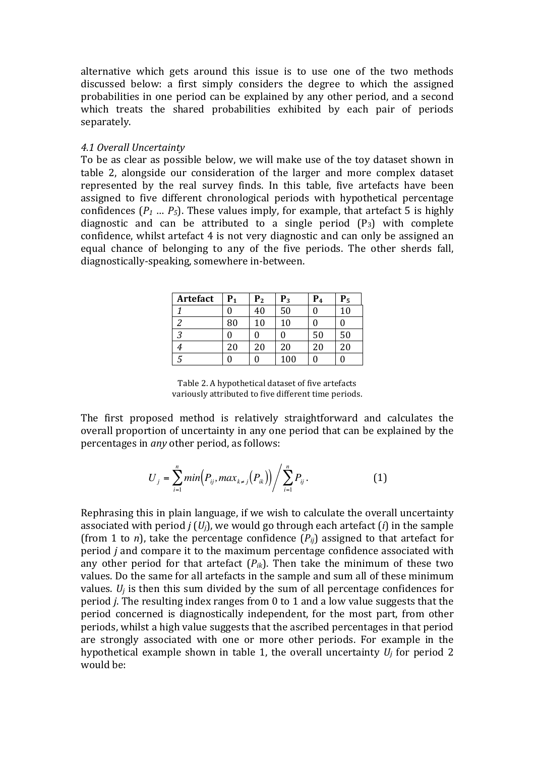alternative which gets around this issue is to use one of the two methods discussed below: a first simply considers the degree to which the assigned probabilities in one period can be explained by any other period, and a second which treats the shared probabilities exhibited by each pair of periods separately.

*4.1 Overall Uncertainty*

To be as clear as possible below, we will make use of the toy dataset shown in table 2, alongside our consideration of the larger and more complex dataset represented by the real survey finds. In this table, five artefacts have been assigned to five different chronological periods with hypothetical percentage confidences ($P_1$ … $P_5$). These values imply, for example, that artefact 5 is highly diagnostic and can be attributed to a single period ($P_3$) with complete confidence, whilst artefact 4 is not very diagnostic and can only be assigned an equal chance of belonging to any of the five periods. The other sherds fall, diagnostically-speaking, somewhere in-between.

| Artefact | $P_1$ | $P_2$ | $P_3$ | $P_4$ | $P_5$ |
|---|---|---|---|---|---|
| *1* | 0 | 40 | 50 | 0 | 10 |
| *2* | 80 | 10 | 10 | 0 | 0 |
| *3* | 0 | 0 | 0 | 50 | 50 |
| *4* | 20 | 20 | 20 | 20 | 20 |
| *5* | 0 | 0 | 100 | 0 | 0 |

Table 2. A hypothetical dataset of five artefacts variously attributed to five different time periods.

The first proposed method is relatively straightforward and calculates the overall proportion of uncertainty in any one period that can be explained by the percentages in *any* other period, as follows:

$$U_j = \sum_{i=1}^{n} min\left(P_{ij}, max_{k \neq j}\left(P_{ik}\right)\right) \Big/ \sum_{i=1}^{n} P_{ij}. \qquad (1)$$

Rephrasing this in plain language, if we wish to calculate the overall uncertainty associated with period $j$ ($U_j$), we would go through each artefact ($i$) in the sample (from 1 to $n$), take the percentage confidence ($P_{ij}$) assigned to that artefact for period $j$ and compare it to the maximum percentage confidence associated with any other period for that artefact ($P_{ik}$). Then take the minimum of these two values. Do the same for all artefacts in the sample and sum all of these minimum values. $U_j$ is then this sum divided by the sum of all percentage confidences for period $j$. The resulting index ranges from 0 to 1 and a low value suggests that the period concerned is diagnostically independent, for the most part, from other periods, whilst a high value suggests that the ascribed percentages in that period are strongly associated with one or more other periods. For example in the hypothetical example shown in table 1, the overall uncertainty $U_j$ for period 2 would be: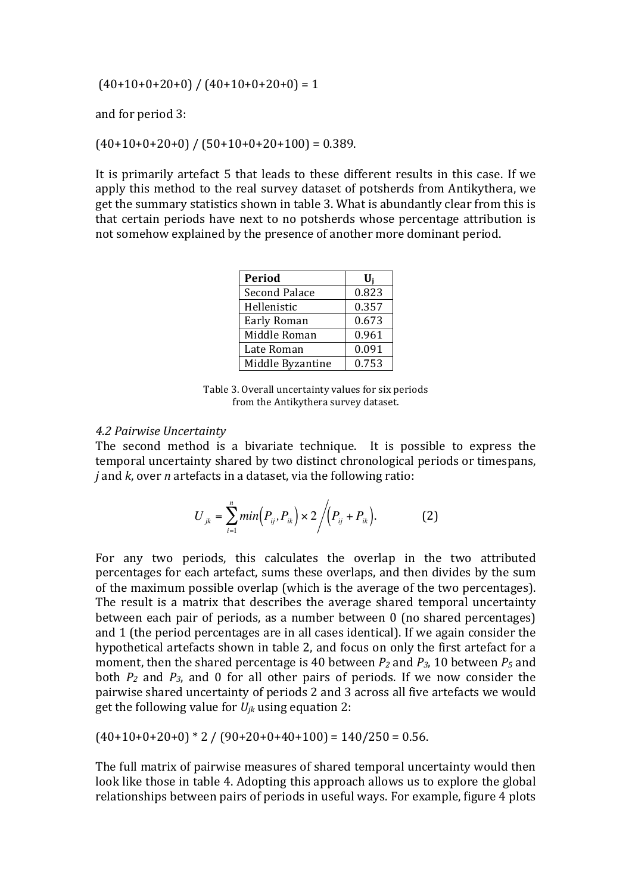(40+10+0+20+0) / (40+10+0+20+0) = 1

and for period 3:

(40+10+0+20+0) / (50+10+0+20+100) = 0.389.

It is primarily artefact 5 that leads to these different results in this case. If we apply this method to the real survey dataset of potsherds from Antikythera, we get the summary statistics shown in table 3. What is abundantly clear from this is that certain periods have next to no potsherds whose percentage attribution is not somehow explained by the presence of another more dominant period.

| **Period** | $\mathbf{U_j}$ |
|---|---|
| Second Palace | 0.823 |
| Hellenistic | 0.357 |
| Early Roman | 0.673 |
| Middle Roman | 0.961 |
| Late Roman | 0.091 |
| Middle Byzantine | 0.753 |

Table 3. Overall uncertainty values for six periods from the Antikythera survey dataset.

### *4.2 Pairwise Uncertainty*

The second method is a bivariate technique. It is possible to express the temporal uncertainty shared by two distinct chronological periods or timespans, *j* and *k*, over *n* artefacts in a dataset, via the following ratio:

$$U_{jk} = \sum_{i=1}^{n} min\left(P_{ij}, P_{ik}\right) \times 2 \Big/ \left(P_{ij} + P_{ik}\right). \qquad (2)$$

For any two periods, this calculates the overlap in the two attributed percentages for each artefact, sums these overlaps, and then divides by the sum of the maximum possible overlap (which is the average of the two percentages). The result is a matrix that describes the average shared temporal uncertainty between each pair of periods, as a number between 0 (no shared percentages) and 1 (the period percentages are in all cases identical). If we again consider the hypothetical artefacts shown in table 2, and focus on only the first artefact for a moment, then the shared percentage is 40 between $P_2$ and $P_3$, 10 between $P_5$ and both $P_2$ and $P_3$, and 0 for all other pairs of periods. If we now consider the pairwise shared uncertainty of periods 2 and 3 across all five artefacts we would get the following value for $U_{jk}$ using equation 2:

(40+10+0+20+0) * 2 / (90+20+0+40+100) = 140/250 = 0.56.

The full matrix of pairwise measures of shared temporal uncertainty would then look like those in table 4. Adopting this approach allows us to explore the global relationships between pairs of periods in useful ways. For example, figure 4 plots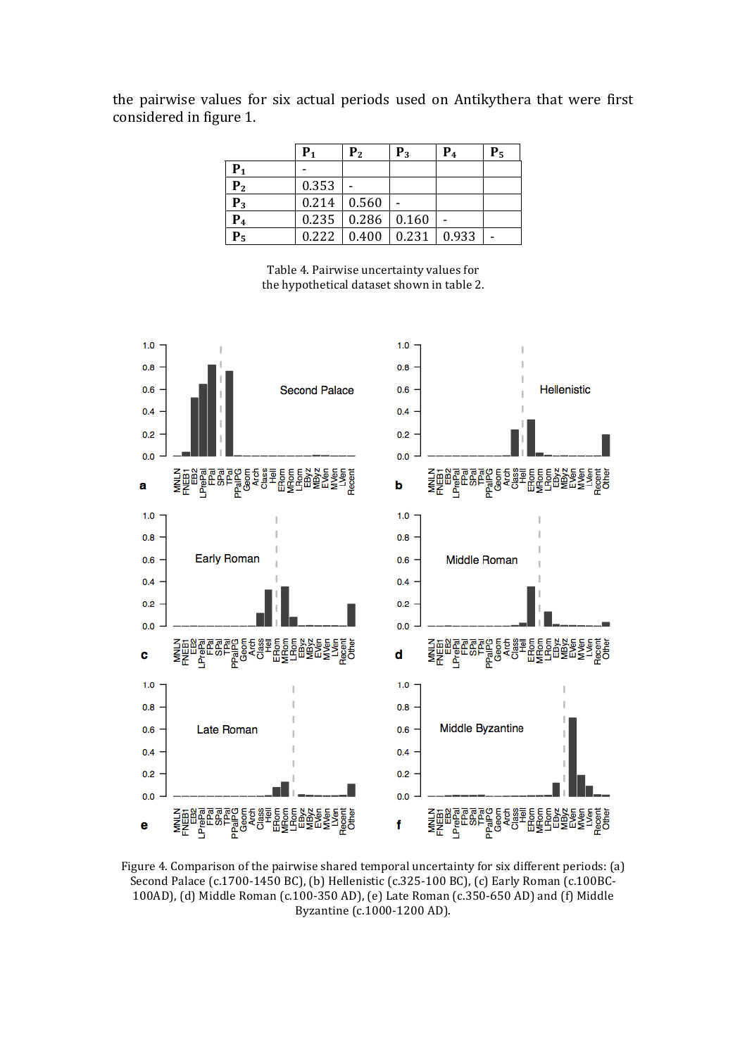the pairwise values for six actual periods used on Antikythera that were first considered in figure 1.

| | $P_1$ | $P_2$ | $P_3$ | $P_4$ | $P_5$ |
|---|---|---|---|---|---|
| $P_1$ | - | | | | |
| $P_2$ | 0.353 | - | | | |
| $P_3$ | 0.214 | 0.560 | - | | |
| $P_4$ | 0.235 | 0.286 | 0.160 | - | |
| $P_5$ | 0.222 | 0.400 | 0.231 | 0.933 | - |

Table 4. Pairwise uncertainty values for the hypothetical dataset shown in table 2.

Figure 4. Comparison of the pairwise shared temporal uncertainty for six different periods: (a) Second Palace (c.1700-1450 BC), (b) Hellenistic (c.325-100 BC), (c) Early Roman (c.100BC-100AD), (d) Middle Roman (c.100-350 AD), (e) Late Roman (c.350-650 AD) and (f) Middle Byzantine (c.1000-1200 AD).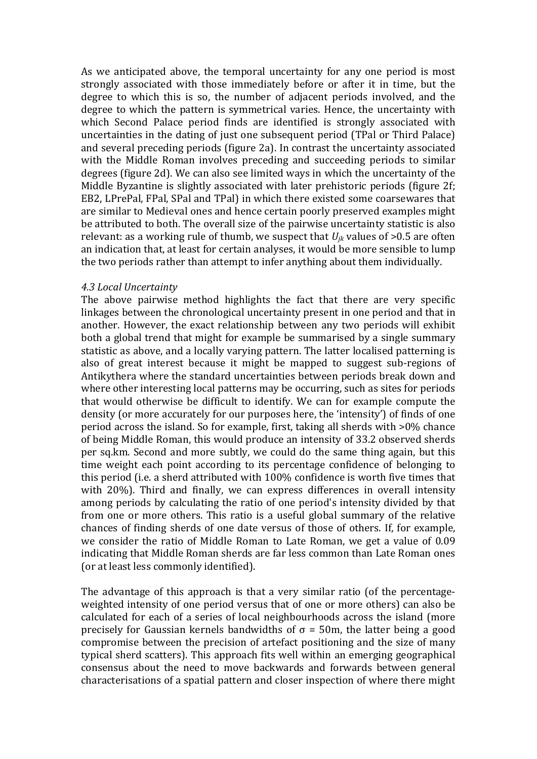As we anticipated above, the temporal uncertainty for any one period is most strongly associated with those immediately before or after it in time, but the degree to which this is so, the number of adjacent periods involved, and the degree to which the pattern is symmetrical varies. Hence, the uncertainty with which Second Palace period finds are identified is strongly associated with uncertainties in the dating of just one subsequent period (TPal or Third Palace) and several preceding periods (figure 2a). In contrast the uncertainty associated with the Middle Roman involves preceding and succeeding periods to similar degrees (figure 2d). We can also see limited ways in which the uncertainty of the Middle Byzantine is slightly associated with later prehistoric periods (figure 2f; EB2, LPrePal, FPal, SPal and TPal) in which there existed some coarsewares that are similar to Medieval ones and hence certain poorly preserved examples might be attributed to both. The overall size of the pairwise uncertainty statistic is also relevant: as a working rule of thumb, we suspect that $U_{jk}$ values of >0.5 are often an indication that, at least for certain analyses, it would be more sensible to lump the two periods rather than attempt to infer anything about them individually.

### *4.3 Local Uncertainty*

The above pairwise method highlights the fact that there are very specific linkages between the chronological uncertainty present in one period and that in another. However, the exact relationship between any two periods will exhibit both a global trend that might for example be summarised by a single summary statistic as above, and a locally varying pattern. The latter localised patterning is also of great interest because it might be mapped to suggest sub-regions of Antikythera where the standard uncertainties between periods break down and where other interesting local patterns may be occurring, such as sites for periods that would otherwise be difficult to identify. We can for example compute the density (or more accurately for our purposes here, the 'intensity') of finds of one period across the island. So for example, first, taking all sherds with >0% chance of being Middle Roman, this would produce an intensity of 33.2 observed sherds per sq.km. Second and more subtly, we could do the same thing again, but this time weight each point according to its percentage confidence of belonging to this period (i.e. a sherd attributed with 100% confidence is worth five times that with 20%). Third and finally, we can express differences in overall intensity among periods by calculating the ratio of one period's intensity divided by that from one or more others. This ratio is a useful global summary of the relative chances of finding sherds of one date versus of those of others. If, for example, we consider the ratio of Middle Roman to Late Roman, we get a value of 0.09 indicating that Middle Roman sherds are far less common than Late Roman ones (or at least less commonly identified).

The advantage of this approach is that a very similar ratio (of the percentage-weighted intensity of one period versus that of one or more others) can also be calculated for each of a series of local neighbourhoods across the island (more precisely for Gaussian kernels bandwidths of $\sigma$ = 50m, the latter being a good compromise between the precision of artefact positioning and the size of many typical sherd scatters). This approach fits well within an emerging geographical consensus about the need to move backwards and forwards between general characterisations of a spatial pattern and closer inspection of where there might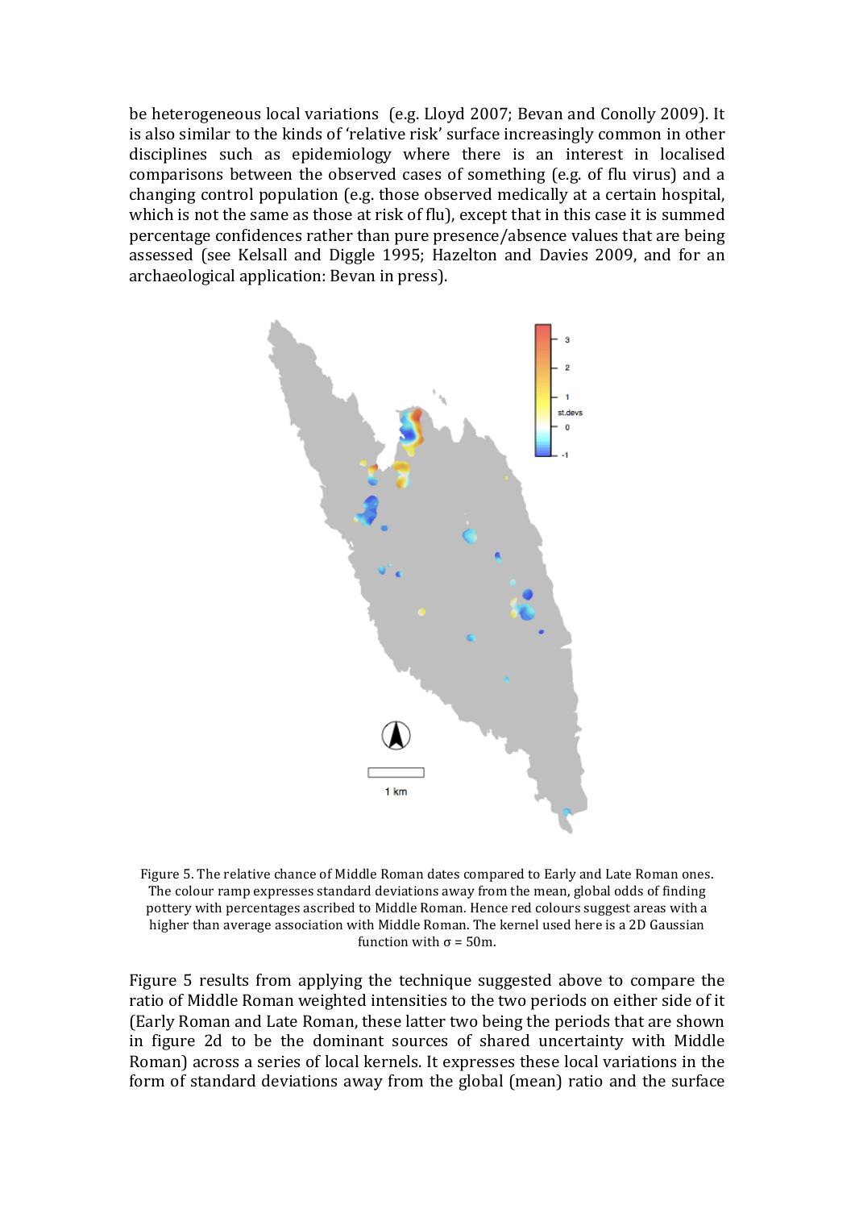be heterogeneous local variations (e.g. Lloyd 2007; Bevan and Conolly 2009). It is also similar to the kinds of 'relative risk' surface increasingly common in other disciplines such as epidemiology where there is an interest in localised comparisons between the observed cases of something (e.g. of flu virus) and a changing control population (e.g. those observed medically at a certain hospital, which is not the same as those at risk of flu), except that in this case it is summed percentage confidences rather than pure presence/absence values that are being assessed (see Kelsall and Diggle 1995; Hazelton and Davies 2009, and for an archaeological application: Bevan in press).

Figure 5. The relative chance of Middle Roman dates compared to Early and Late Roman ones. The colour ramp expresses standard deviations away from the mean, global odds of finding pottery with percentages ascribed to Middle Roman. Hence red colours suggest areas with a higher than average association with Middle Roman. The kernel used here is a 2D Gaussian function with $\sigma$ = 50m.

Figure 5 results from applying the technique suggested above to compare the ratio of Middle Roman weighted intensities to the two periods on either side of it (Early Roman and Late Roman, these latter two being the periods that are shown in figure 2d to be the dominant sources of shared uncertainty with Middle Roman) across a series of local kernels. It expresses these local variations in the form of standard deviations away from the global (mean) ratio and the surface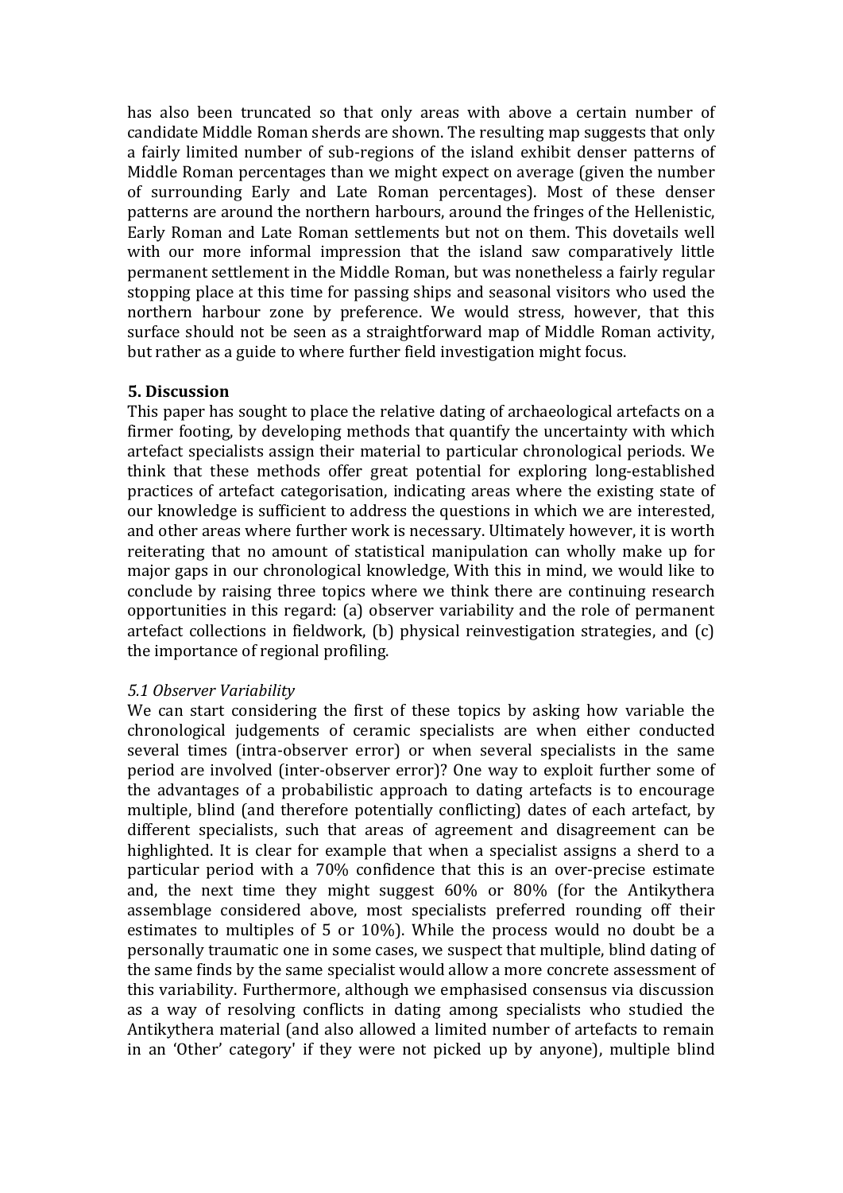has also been truncated so that only areas with above a certain number of candidate Middle Roman sherds are shown. The resulting map suggests that only a fairly limited number of sub-regions of the island exhibit denser patterns of Middle Roman percentages than we might expect on average (given the number of surrounding Early and Late Roman percentages). Most of these denser patterns are around the northern harbours, around the fringes of the Hellenistic, Early Roman and Late Roman settlements but not on them. This dovetails well with our more informal impression that the island saw comparatively little permanent settlement in the Middle Roman, but was nonetheless a fairly regular stopping place at this time for passing ships and seasonal visitors who used the northern harbour zone by preference. We would stress, however, that this surface should not be seen as a straightforward map of Middle Roman activity, but rather as a guide to where further field investigation might focus.

## 5. Discussion

This paper has sought to place the relative dating of archaeological artefacts on a firmer footing, by developing methods that quantify the uncertainty with which artefact specialists assign their material to particular chronological periods. We think that these methods offer great potential for exploring long-established practices of artefact categorisation, indicating areas where the existing state of our knowledge is sufficient to address the questions in which we are interested, and other areas where further work is necessary. Ultimately however, it is worth reiterating that no amount of statistical manipulation can wholly make up for major gaps in our chronological knowledge, With this in mind, we would like to conclude by raising three topics where we think there are continuing research opportunities in this regard: (a) observer variability and the role of permanent artefact collections in fieldwork, (b) physical reinvestigation strategies, and (c) the importance of regional profiling.

### *5.1 Observer Variability*

We can start considering the first of these topics by asking how variable the chronological judgements of ceramic specialists are when either conducted several times (intra-observer error) or when several specialists in the same period are involved (inter-observer error)? One way to exploit further some of the advantages of a probabilistic approach to dating artefacts is to encourage multiple, blind (and therefore potentially conflicting) dates of each artefact, by different specialists, such that areas of agreement and disagreement can be highlighted. It is clear for example that when a specialist assigns a sherd to a particular period with a 70% confidence that this is an over-precise estimate and, the next time they might suggest 60% or 80% (for the Antikythera assemblage considered above, most specialists preferred rounding off their estimates to multiples of 5 or 10%). While the process would no doubt be a personally traumatic one in some cases, we suspect that multiple, blind dating of the same finds by the same specialist would allow a more concrete assessment of this variability. Furthermore, although we emphasised consensus via discussion as a way of resolving conflicts in dating among specialists who studied the Antikythera material (and also allowed a limited number of artefacts to remain in an 'Other' category' if they were not picked up by anyone), multiple blind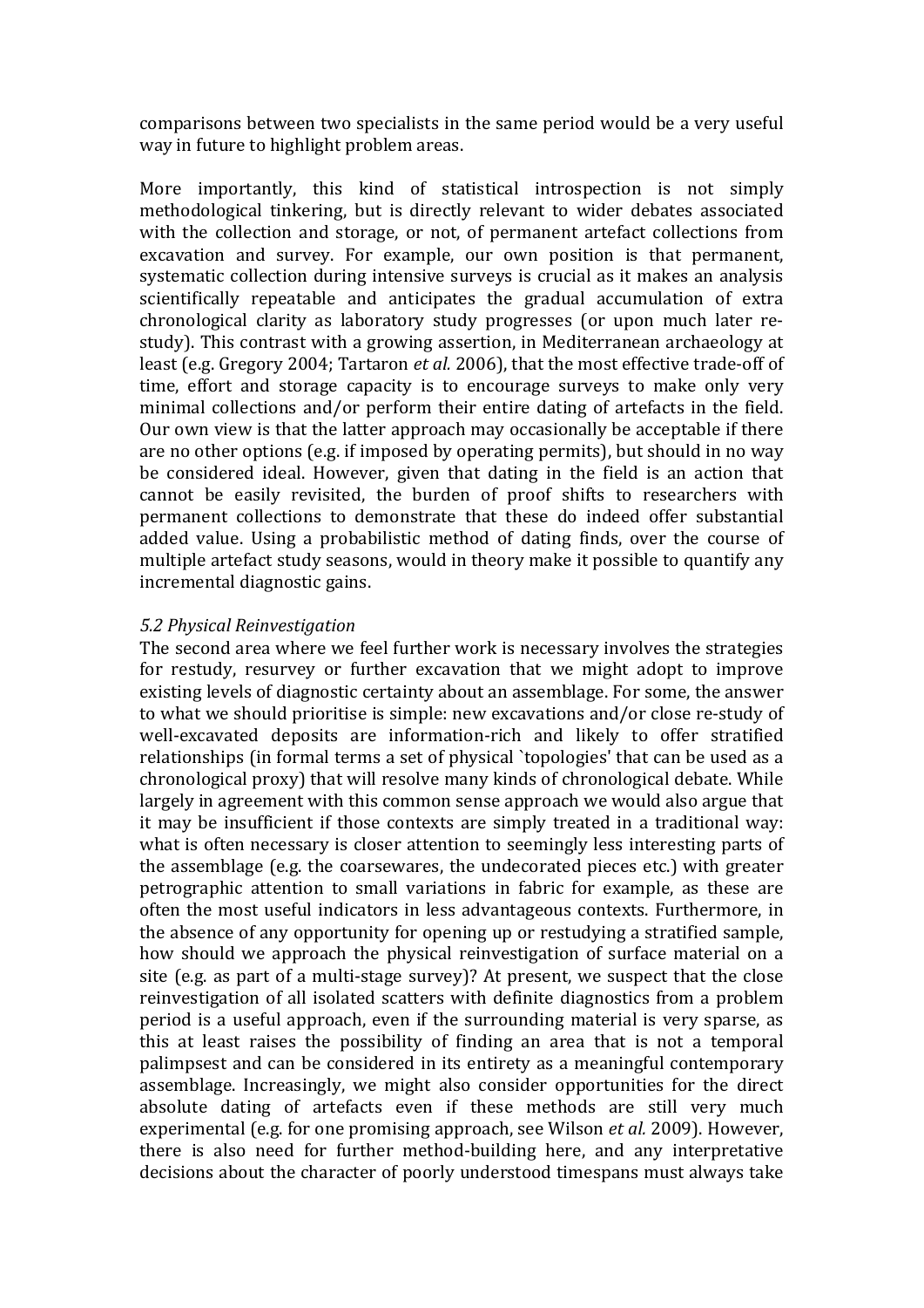comparisons between two specialists in the same period would be a very useful way in future to highlight problem areas.

More importantly, this kind of statistical introspection is not simply methodological tinkering, but is directly relevant to wider debates associated with the collection and storage, or not, of permanent artefact collections from excavation and survey. For example, our own position is that permanent, systematic collection during intensive surveys is crucial as it makes an analysis scientifically repeatable and anticipates the gradual accumulation of extra chronological clarity as laboratory study progresses (or upon much later re-study). This contrast with a growing assertion, in Mediterranean archaeology at least (e.g. Gregory 2004; Tartaron *et al.* 2006), that the most effective trade-off of time, effort and storage capacity is to encourage surveys to make only very minimal collections and/or perform their entire dating of artefacts in the field. Our own view is that the latter approach may occasionally be acceptable if there are no other options (e.g. if imposed by operating permits), but should in no way be considered ideal. However, given that dating in the field is an action that cannot be easily revisited, the burden of proof shifts to researchers with permanent collections to demonstrate that these do indeed offer substantial added value. Using a probabilistic method of dating finds, over the course of multiple artefact study seasons, would in theory make it possible to quantify any incremental diagnostic gains.

### *5.2 Physical Reinvestigation*

The second area where we feel further work is necessary involves the strategies for restudy, resurvey or further excavation that we might adopt to improve existing levels of diagnostic certainty about an assemblage. For some, the answer to what we should prioritise is simple: new excavations and/or close re-study of well-excavated deposits are information-rich and likely to offer stratified relationships (in formal terms a set of physical `topologies' that can be used as a chronological proxy) that will resolve many kinds of chronological debate. While largely in agreement with this common sense approach we would also argue that it may be insufficient if those contexts are simply treated in a traditional way: what is often necessary is closer attention to seemingly less interesting parts of the assemblage (e.g. the coarsewares, the undecorated pieces etc.) with greater petrographic attention to small variations in fabric for example, as these are often the most useful indicators in less advantageous contexts. Furthermore, in the absence of any opportunity for opening up or restudying a stratified sample, how should we approach the physical reinvestigation of surface material on a site (e.g. as part of a multi-stage survey)? At present, we suspect that the close reinvestigation of all isolated scatters with definite diagnostics from a problem period is a useful approach, even if the surrounding material is very sparse, as this at least raises the possibility of finding an area that is not a temporal palimpsest and can be considered in its entirety as a meaningful contemporary assemblage. Increasingly, we might also consider opportunities for the direct absolute dating of artefacts even if these methods are still very much experimental (e.g. for one promising approach, see Wilson *et al.* 2009). However, there is also need for further method-building here, and any interpretative decisions about the character of poorly understood timespans must always take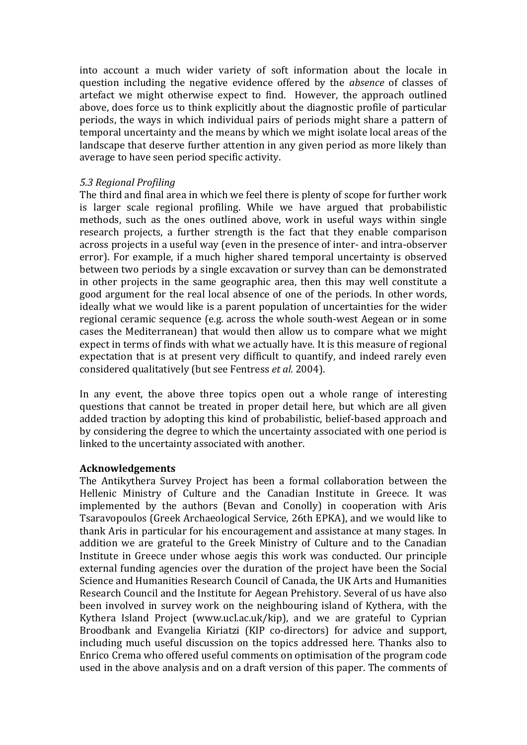into account a much wider variety of soft information about the locale in question including the negative evidence offered by the *absence* of classes of artefact we might otherwise expect to find. However, the approach outlined above, does force us to think explicitly about the diagnostic profile of particular periods, the ways in which individual pairs of periods might share a pattern of temporal uncertainty and the means by which we might isolate local areas of the landscape that deserve further attention in any given period as more likely than average to have seen period specific activity.

*5.3 Regional Profiling*

The third and final area in which we feel there is plenty of scope for further work is larger scale regional profiling. While we have argued that probabilistic methods, such as the ones outlined above, work in useful ways within single research projects, a further strength is the fact that they enable comparison across projects in a useful way (even in the presence of inter- and intra-observer error). For example, if a much higher shared temporal uncertainty is observed between two periods by a single excavation or survey than can be demonstrated in other projects in the same geographic area, then this may well constitute a good argument for the real local absence of one of the periods. In other words, ideally what we would like is a parent population of uncertainties for the wider regional ceramic sequence (e.g. across the whole south-west Aegean or in some cases the Mediterranean) that would then allow us to compare what we might expect in terms of finds with what we actually have. It is this measure of regional expectation that is at present very difficult to quantify, and indeed rarely even considered qualitatively (but see Fentress *et al.* 2004).

In any event, the above three topics open out a whole range of interesting questions that cannot be treated in proper detail here, but which are all given added traction by adopting this kind of probabilistic, belief-based approach and by considering the degree to which the uncertainty associated with one period is linked to the uncertainty associated with another.

**Acknowledgements**

The Antikythera Survey Project has been a formal collaboration between the Hellenic Ministry of Culture and the Canadian Institute in Greece. It was implemented by the authors (Bevan and Conolly) in cooperation with Aris Tsaravopoulos (Greek Archaeological Service, 26th EPKA), and we would like to thank Aris in particular for his encouragement and assistance at many stages. In addition we are grateful to the Greek Ministry of Culture and to the Canadian Institute in Greece under whose aegis this work was conducted. Our principle external funding agencies over the duration of the project have been the Social Science and Humanities Research Council of Canada, the UK Arts and Humanities Research Council and the Institute for Aegean Prehistory. Several of us have also been involved in survey work on the neighbouring island of Kythera, with the Kythera Island Project (www.ucl.ac.uk/kip), and we are grateful to Cyprian Broodbank and Evangelia Kiriatzi (KIP co-directors) for advice and support, including much useful discussion on the topics addressed here. Thanks also to Enrico Crema who offered useful comments on optimisation of the program code used in the above analysis and on a draft version of this paper. The comments of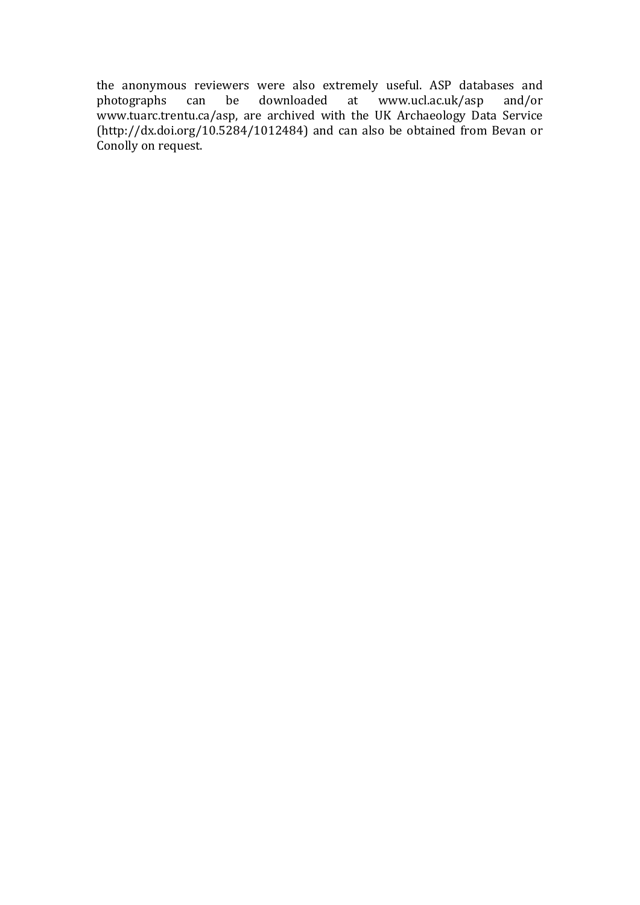the anonymous reviewers were also extremely useful. ASP databases and photographs can be downloaded at www.ucl.ac.uk/asp and/or www.tuarc.trentu.ca/asp, are archived with the UK Archaeology Data Service (http://dx.doi.org/10.5284/1012484) and can also be obtained from Bevan or Conolly on request.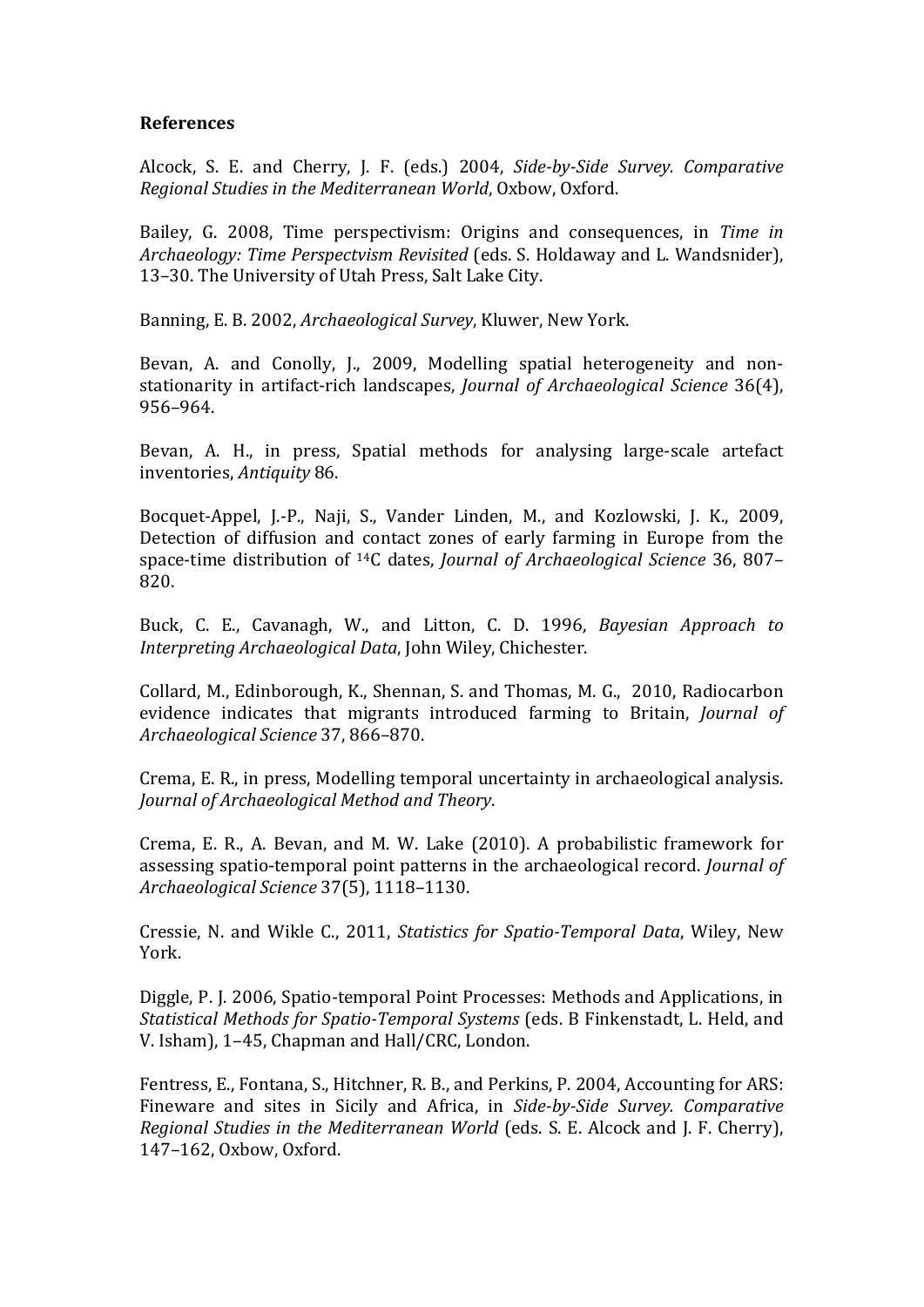**References**

Alcock, S. E. and Cherry, J. F. (eds.) 2004, *Side-by-Side Survey. Comparative Regional Studies in the Mediterranean World*, Oxbow, Oxford.

Bailey, G. 2008, Time perspectivism: Origins and consequences, in *Time in Archaeology: Time Perspectvism Revisited* (eds. S. Holdaway and L. Wandsnider), 13–30. The University of Utah Press, Salt Lake City.

Banning, E. B. 2002, *Archaeological Survey*, Kluwer, New York.

Bevan, A. and Conolly, J., 2009, Modelling spatial heterogeneity and non-stationarity in artifact-rich landscapes, *Journal of Archaeological Science* 36(4), 956–964.

Bevan, A. H., in press, Spatial methods for analysing large-scale artefact inventories, *Antiquity* 86.

Bocquet-Appel, J.-P., Naji, S., Vander Linden, M., and Kozlowski, J. K., 2009, Detection of diffusion and contact zones of early farming in Europe from the space-time distribution of $^{14}$C dates, *Journal of Archaeological Science* 36, 807–820.

Buck, C. E., Cavanagh, W., and Litton, C. D. 1996, *Bayesian Approach to Interpreting Archaeological Data*, John Wiley, Chichester.

Collard, M., Edinborough, K., Shennan, S. and Thomas, M. G., 2010, Radiocarbon evidence indicates that migrants introduced farming to Britain, *Journal of Archaeological Science* 37, 866–870.

Crema, E. R., in press, Modelling temporal uncertainty in archaeological analysis. *Journal of Archaeological Method and Theory*.

Crema, E. R., A. Bevan, and M. W. Lake (2010). A probabilistic framework for assessing spatio-temporal point patterns in the archaeological record. *Journal of Archaeological Science* 37(5), 1118–1130.

Cressie, N. and Wikle C., 2011, *Statistics for Spatio-Temporal Data*, Wiley, New York.

Diggle, P. J. 2006, Spatio-temporal Point Processes: Methods and Applications, in *Statistical Methods for Spatio-Temporal Systems* (eds. B Finkenstadt, L. Held, and V. Isham), 1–45, Chapman and Hall/CRC, London.

Fentress, E., Fontana, S., Hitchner, R. B., and Perkins, P. 2004, Accounting for ARS: Fineware and sites in Sicily and Africa, in *Side-by-Side Survey. Comparative Regional Studies in the Mediterranean World* (eds. S. E. Alcock and J. F. Cherry), 147–162, Oxbow, Oxford.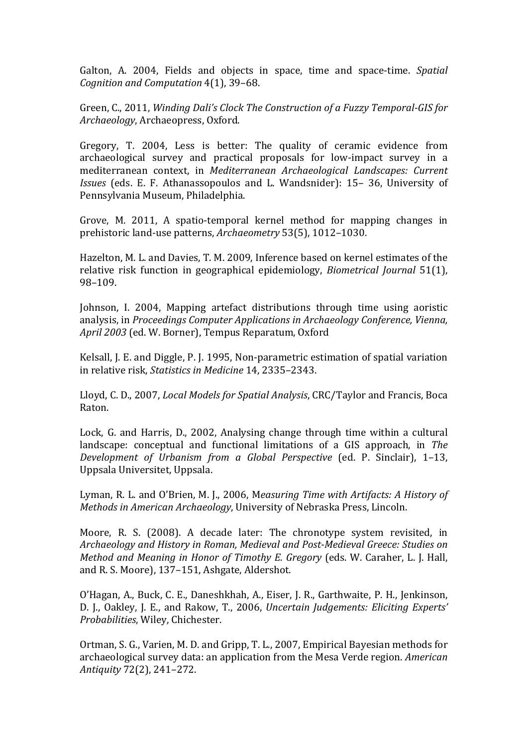Galton, A. 2004, Fields and objects in space, time and space-time. *Spatial Cognition and Computation* 4(1), 39–68.

Green, C., 2011, *Winding Dali's Clock The Construction of a Fuzzy Temporal-GIS for Archaeology*, Archaeopress, Oxford.

Gregory, T. 2004, Less is better: The quality of ceramic evidence from archaeological survey and practical proposals for low-impact survey in a mediterranean context, in *Mediterranean Archaeological Landscapes: Current Issues* (eds. E. F. Athanassopoulos and L. Wandsnider): 15– 36, University of Pennsylvania Museum, Philadelphia.

Grove, M. 2011, A spatio-temporal kernel method for mapping changes in prehistoric land-use patterns, *Archaeometry* 53(5), 1012–1030.

Hazelton, M. L. and Davies, T. M. 2009, Inference based on kernel estimates of the relative risk function in geographical epidemiology, *Biometrical Journal* 51(1), 98–109.

Johnson, I. 2004, Mapping artefact distributions through time using aoristic analysis, in *Proceedings Computer Applications in Archaeology Conference, Vienna, April 2003* (ed. W. Borner), Tempus Reparatum, Oxford

Kelsall, J. E. and Diggle, P. J. 1995, Non-parametric estimation of spatial variation in relative risk, *Statistics in Medicine* 14, 2335–2343.

Lloyd, C. D., 2007, *Local Models for Spatial Analysis*, CRC/Taylor and Francis, Boca Raton.

Lock, G. and Harris, D., 2002, Analysing change through time within a cultural landscape: conceptual and functional limitations of a GIS approach, in *The Development of Urbanism from a Global Perspective* (ed. P. Sinclair), 1–13, Uppsala Universitet, Uppsala.

Lyman, R. L. and O'Brien, M. J., 2006, M*easuring Time with Artifacts: A History of Methods in American Archaeology*, University of Nebraska Press, Lincoln.

Moore, R. S. (2008). A decade later: The chronotype system revisited, in *Archaeology and History in Roman, Medieval and Post-Medieval Greece: Studies on Method and Meaning in Honor of Timothy E. Gregory* (eds. W. Caraher, L. J. Hall, and R. S. Moore), 137–151, Ashgate, Aldershot.

O'Hagan, A., Buck, C. E., Daneshkhah, A., Eiser, J. R., Garthwaite, P. H., Jenkinson, D. J., Oakley, J. E., and Rakow, T., 2006, *Uncertain Judgements: Eliciting Experts' Probabilities*, Wiley, Chichester.

Ortman, S. G., Varien, M. D. and Gripp, T. L., 2007, Empirical Bayesian methods for archaeological survey data: an application from the Mesa Verde region. *American Antiquity* 72(2), 241–272.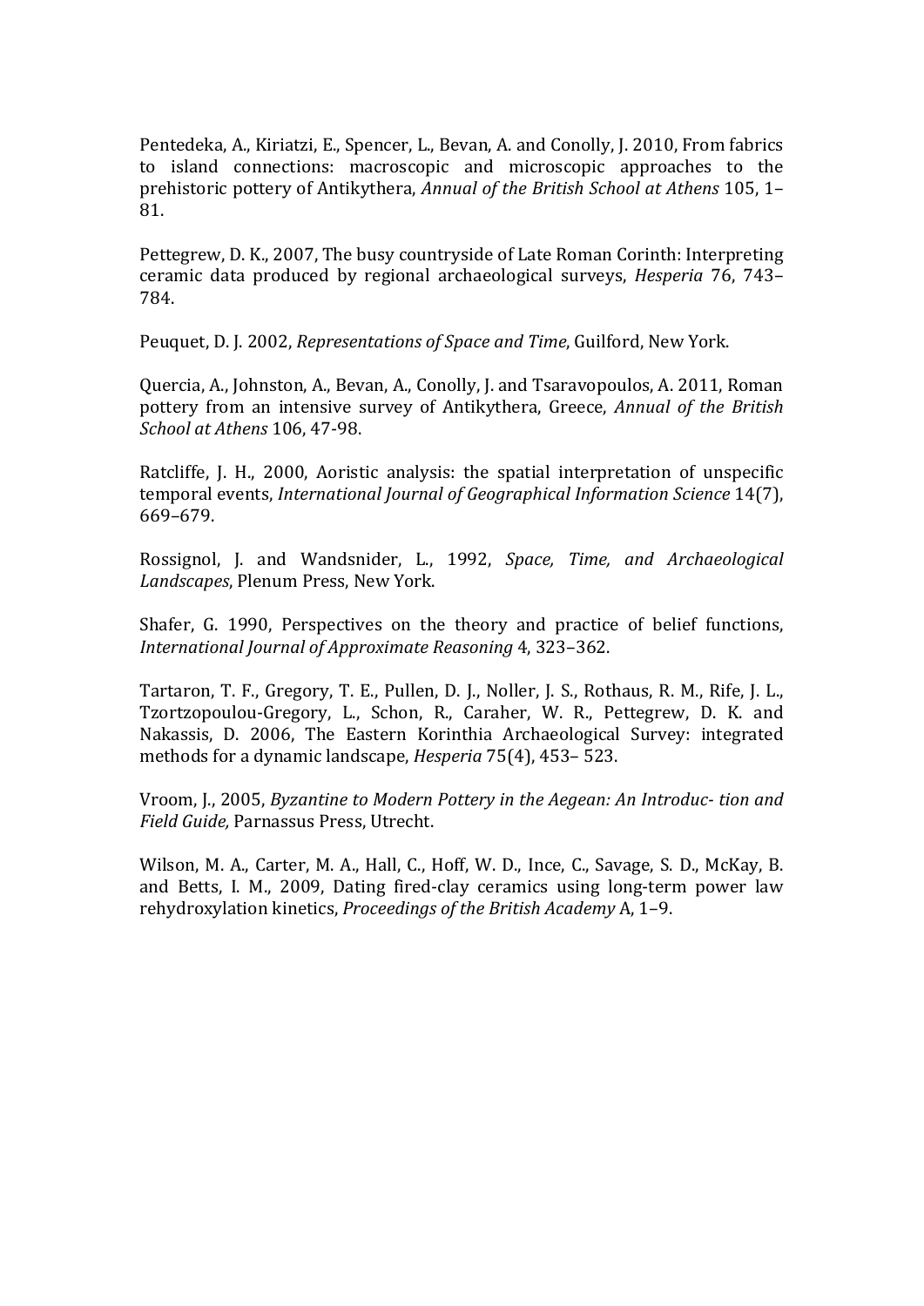Pentedeka, A., Kiriatzi, E., Spencer, L., Bevan, A. and Conolly, J. 2010, From fabrics to island connections: macroscopic and microscopic approaches to the prehistoric pottery of Antikythera, *Annual of the British School at Athens* 105, 1–81.

Pettegrew, D. K., 2007, The busy countryside of Late Roman Corinth: Interpreting ceramic data produced by regional archaeological surveys, *Hesperia* 76, 743–784.

Peuquet, D. J. 2002, *Representations of Space and Time*, Guilford, New York.

Quercia, A., Johnston, A., Bevan, A., Conolly, J. and Tsaravopoulos, A. 2011, Roman pottery from an intensive survey of Antikythera, Greece, *Annual of the British School at Athens* 106, 47-98.

Ratcliffe, J. H., 2000, Aoristic analysis: the spatial interpretation of unspecific temporal events, *International Journal of Geographical Information Science* 14(7), 669–679.

Rossignol, J. and Wandsnider, L., 1992, *Space, Time, and Archaeological Landscapes*, Plenum Press, New York.

Shafer, G. 1990, Perspectives on the theory and practice of belief functions, *International Journal of Approximate Reasoning* 4, 323–362.

Tartaron, T. F., Gregory, T. E., Pullen, D. J., Noller, J. S., Rothaus, R. M., Rife, J. L., Tzortzopoulou-Gregory, L., Schon, R., Caraher, W. R., Pettegrew, D. K. and Nakassis, D. 2006, The Eastern Korinthia Archaeological Survey: integrated methods for a dynamic landscape, *Hesperia* 75(4), 453– 523.

Vroom, J., 2005, *Byzantine to Modern Pottery in the Aegean: An Introduc- tion and Field Guide,* Parnassus Press, Utrecht.

Wilson, M. A., Carter, M. A., Hall, C., Hoff, W. D., Ince, C., Savage, S. D., McKay, B. and Betts, I. M., 2009, Dating fired-clay ceramics using long-term power law rehydroxylation kinetics, *Proceedings of the British Academy* A, 1–9.